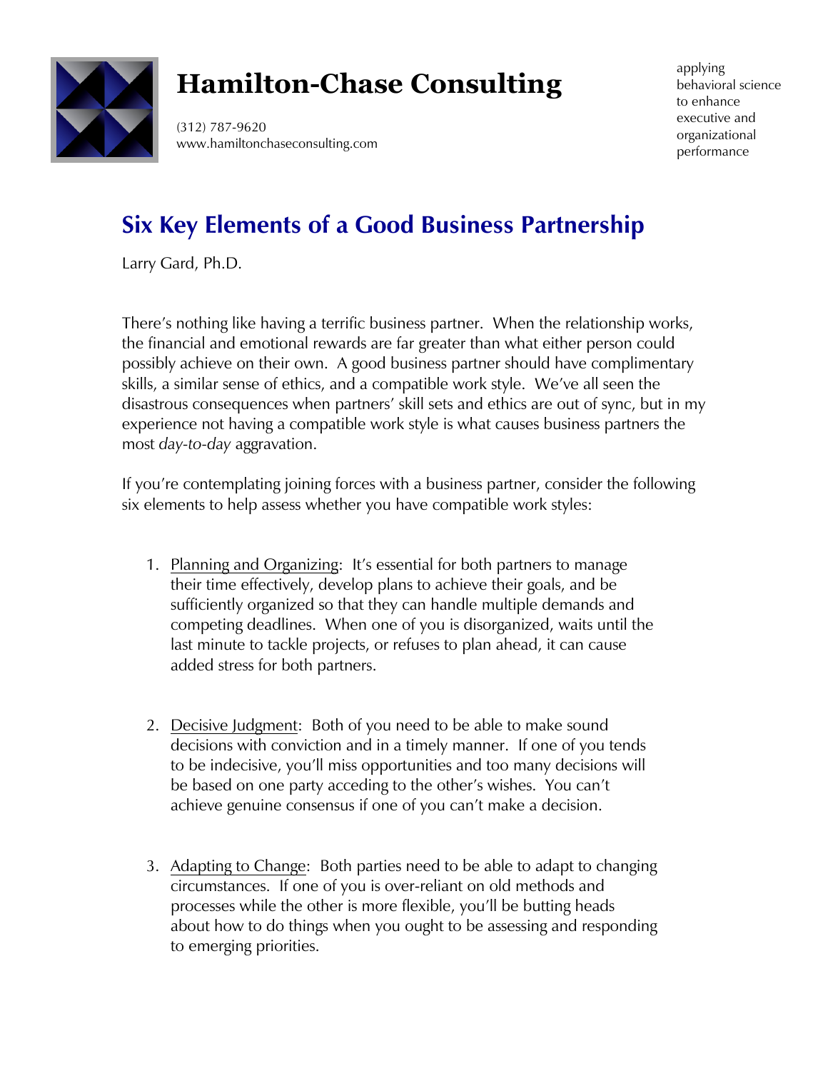# Hamilton-Chase Consulting

(312) 787-9620
www.hamiltonchaseconsulting.com

applying behavioral science to enhance executive and organizational performance

## Six Key Elements of a Good Business Partnership

Larry Gard, Ph.D.

There's nothing like having a terrific business partner. When the relationship works, the financial and emotional rewards are far greater than what either person could possibly achieve on their own. A good business partner should have complimentary skills, a similar sense of ethics, and a compatible work style. We've all seen the disastrous consequences when partners' skill sets and ethics are out of sync, but in my experience not having a compatible work style is what causes business partners the most *day-to-day* aggravation.

If you're contemplating joining forces with a business partner, consider the following six elements to help assess whether you have compatible work styles:

1. <u>Planning and Organizing</u>: It's essential for both partners to manage their time effectively, develop plans to achieve their goals, and be sufficiently organized so that they can handle multiple demands and competing deadlines. When one of you is disorganized, waits until the last minute to tackle projects, or refuses to plan ahead, it can cause added stress for both partners.

2. <u>Decisive Judgment</u>: Both of you need to be able to make sound decisions with conviction and in a timely manner. If one of you tends to be indecisive, you'll miss opportunities and too many decisions will be based on one party acceding to the other's wishes. You can't achieve genuine consensus if one of you can't make a decision.

3. <u>Adapting to Change</u>: Both parties need to be able to adapt to changing circumstances. If one of you is over-reliant on old methods and processes while the other is more flexible, you'll be butting heads about how to do things when you ought to be assessing and responding to emerging priorities.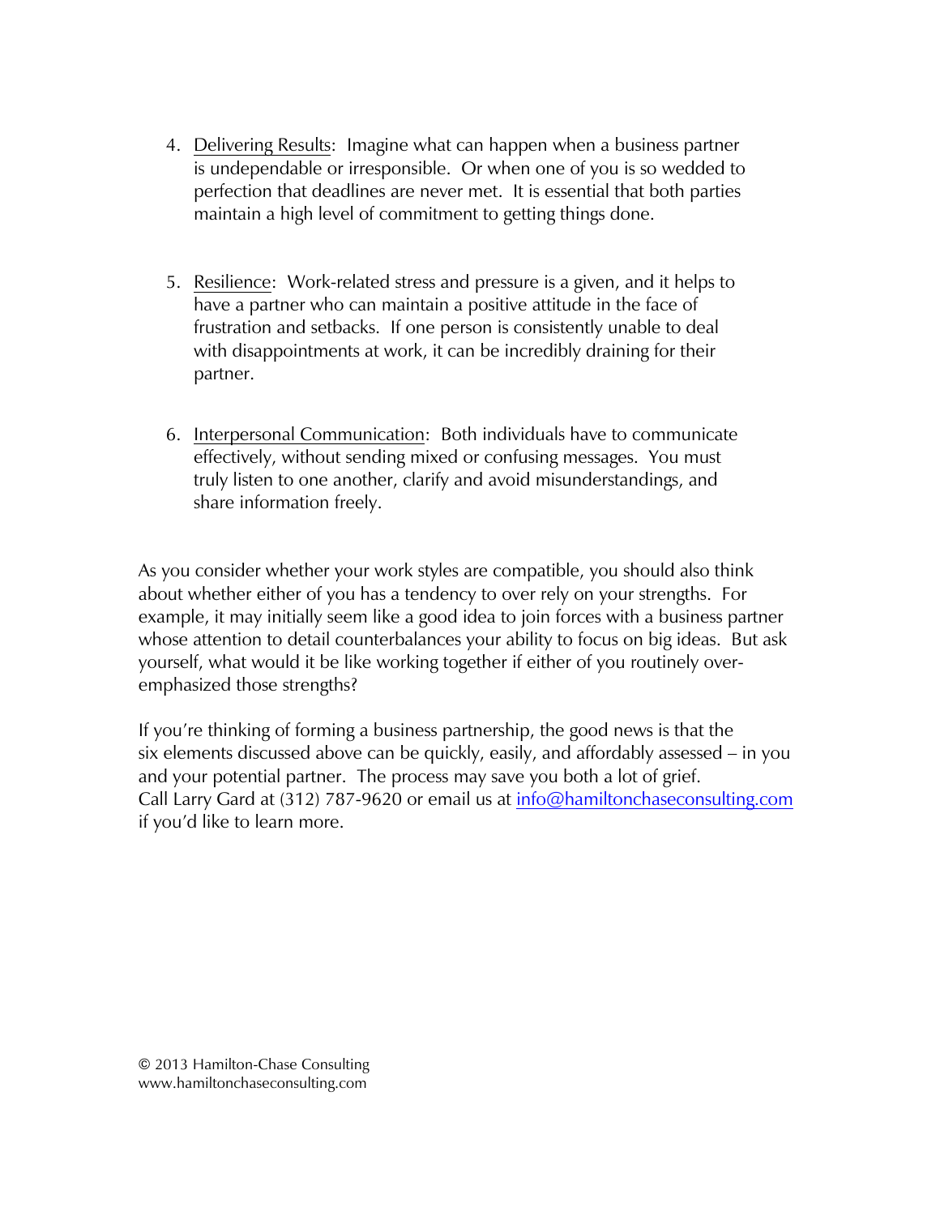4. Delivering Results: Imagine what can happen when a business partner is undependable or irresponsible. Or when one of you is so wedded to perfection that deadlines are never met. It is essential that both parties maintain a high level of commitment to getting things done.

5. Resilience: Work-related stress and pressure is a given, and it helps to have a partner who can maintain a positive attitude in the face of frustration and setbacks. If one person is consistently unable to deal with disappointments at work, it can be incredibly draining for their partner.

6. Interpersonal Communication: Both individuals have to communicate effectively, without sending mixed or confusing messages. You must truly listen to one another, clarify and avoid misunderstandings, and share information freely.

As you consider whether your work styles are compatible, you should also think about whether either of you has a tendency to over rely on your strengths. For example, it may initially seem like a good idea to join forces with a business partner whose attention to detail counterbalances your ability to focus on big ideas. But ask yourself, what would it be like working together if either of you routinely over-emphasized those strengths?

If you're thinking of forming a business partnership, the good news is that the six elements discussed above can be quickly, easily, and affordably assessed – in you and your potential partner. The process may save you both a lot of grief. Call Larry Gard at (312) 787-9620 or email us at info@hamiltonchaseconsulting.com if you'd like to learn more.

© 2013 Hamilton-Chase Consulting
www.hamiltonchaseconsulting.com